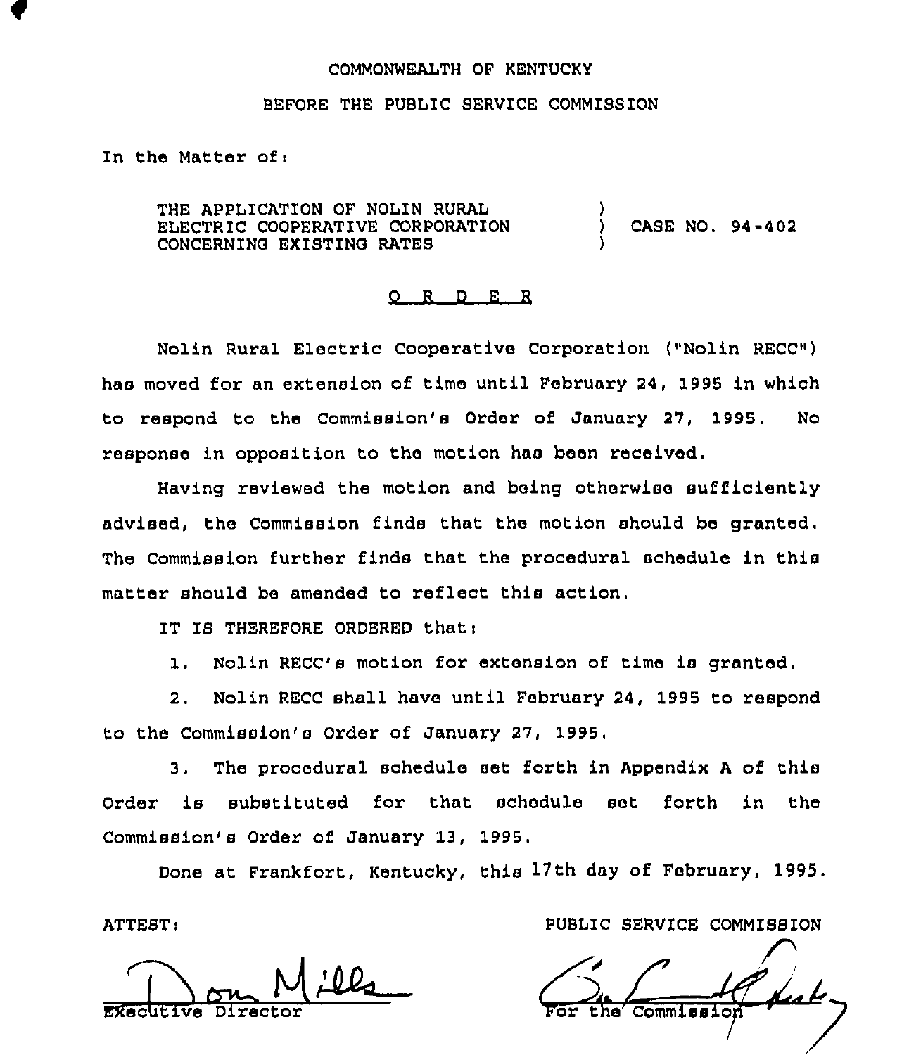COMMONWEALTH OF KENTUCKY

BEFORE THE PUBLIC SERVICE COMMISSION

In the Matter of:

THE APPLICATION OF NOLIN RURAL ELECTRIC COOPERATIVE CORPORATION CONCERNING EXISTING RATES ) CASE NO. 94-402

O R D E R

Nolin Rural Electric Cooperative Corporation ("Nolin RECC") has moved for an extension of time until February 24, 1995 in which to respond to the Commission's Order of January 27, 1995. No response in opposition to the motion has been received.

Having reviewed the motion and being otherwise sufficiently advised, the Commission finds that the motion should be granted. The Commission further finds that the procedural schedule in this matter should be amended to reflect this action.

IT IS THEREFORE ORDERED that:

1. Nolin RECC's motion for extension of time is granted.

2. Nolin RECC shall have until February 24, 1995 to respond to the Commission's Order of January 27, 1995.

3. The procedural schedule set forth in Appendix A of this Order is substituted for that schedule set forth in the Commission's Order of January 13, 1995.

Done at Frankfort, Kentucky, this 17th day of February, 1995.

ATTEST:

Executive Director

PUBLIC SERVICE COMMISSION

For the Commission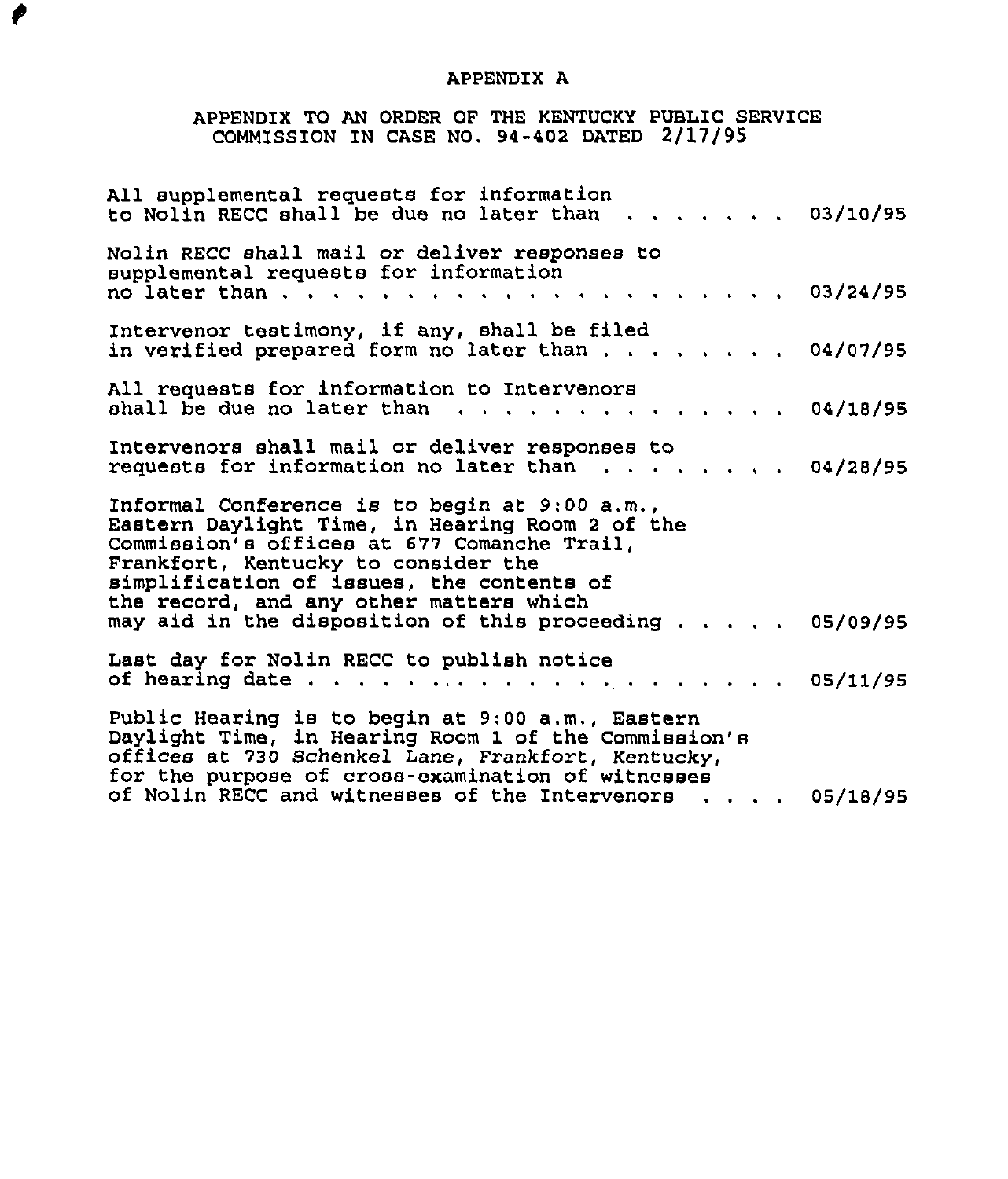# APPENDIX A

## APPENDIX TO AN ORDER OF THE KENTUCKY PUBLIC SERVICE COMMISSION IN CASE NO. 94-402 DATED 2/17/95

| | |
|---|---|
| All supplemental requests for information to Nolin RECC shall be due no later than . . . . . . . . | 03/10/95 |
| Nolin RECC shall mail or deliver responses to supplemental requests for information no later than . . . . . . . . . . . . . . . . . . . . . . | 03/24/95 |
| Intervenor testimony, if any, shall be filed in verified prepared form no later than . . . . . . . . | 04/07/95 |
| All requests for information to Intervenors shall be due no later than . . . . . . . . . . . . . . . | 04/18/95 |
| Intervenors shall mail or deliver responses to requests for information no later than . . . . . . . . . | 04/28/95 |
| Informal Conference is to begin at 9:00 a.m., Eastern Daylight Time, in Hearing Room 2 of the Commission's offices at 677 Comanche Trail, Frankfort, Kentucky to consider the simplification of issues, the contents of the record, and any other matters which may aid in the disposition of this proceeding . . . . . | 05/09/95 |
| Last day for Nolin RECC to publish notice of hearing date . . . . . . . . . . . . . . . . . . . . . . | 05/11/95 |
| Public Hearing is to begin at 9:00 a.m., Eastern Daylight Time, in Hearing Room 1 of the Commission's offices at 730 Schenkel Lane, Frankfort, Kentucky, for the purpose of cross-examination of witnesses of Nolin RECC and witnesses of the Intervenors . . . . | 05/18/95 |